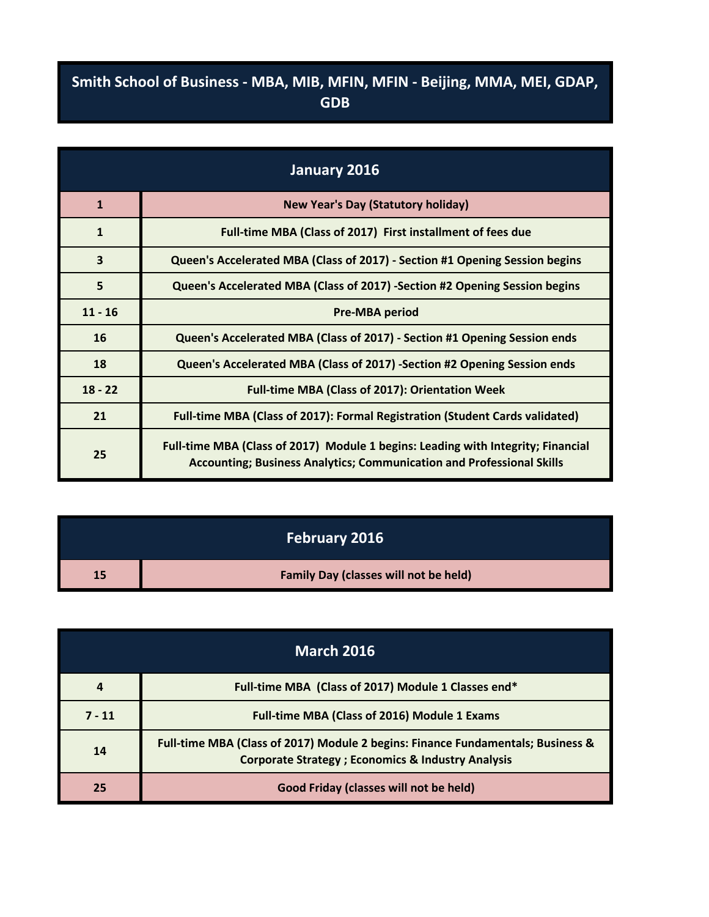# Smith School of Business - MBA, MIB, MFIN, MFIN - Beijing, MMA, MEI, GDAP, GDB

| January 2016 | |
|---|---|
| 1 | New Year's Day (Statutory holiday) |
| 1 | Full-time MBA (Class of 2017) First installment of fees due |
| 3 | Queen's Accelerated MBA (Class of 2017) - Section #1 Opening Session begins |
| 5 | Queen's Accelerated MBA (Class of 2017) -Section #2 Opening Session begins |
| 11 - 16 | Pre-MBA period |
| 16 | Queen's Accelerated MBA (Class of 2017) - Section #1 Opening Session ends |
| 18 | Queen's Accelerated MBA (Class of 2017) -Section #2 Opening Session ends |
| 18 - 22 | Full-time MBA (Class of 2017): Orientation Week |
| 21 | Full-time MBA (Class of 2017): Formal Registration (Student Cards validated) |
| 25 | Full-time MBA (Class of 2017) Module 1 begins: Leading with Integrity; Financial Accounting; Business Analytics; Communication and Professional Skills |

| February 2016 | |
|---|---|
| 15 | Family Day (classes will not be held) |

| March 2016 | |
|---|---|
| 4 | Full-time MBA (Class of 2017) Module 1 Classes end* |
| 7 - 11 | Full-time MBA (Class of 2016) Module 1 Exams |
| 14 | Full-time MBA (Class of 2017) Module 2 begins: Finance Fundamentals; Business & Corporate Strategy ; Economics & Industry Analysis |
| 25 | Good Friday (classes will not be held) |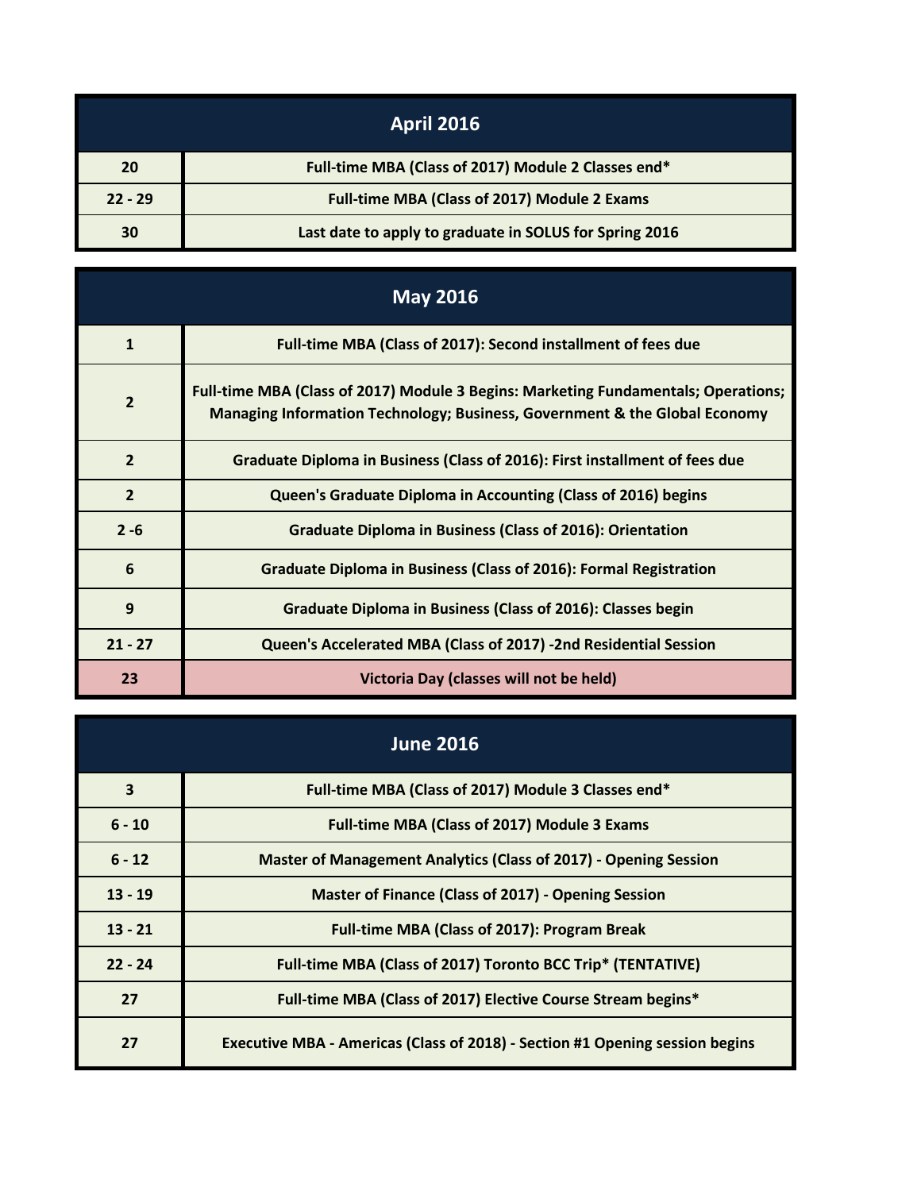| April 2016 | |
|---|---|
| 20 | Full-time MBA (Class of 2017) Module 2 Classes end* |
| 22 - 29 | Full-time MBA (Class of 2017) Module 2 Exams |
| 30 | Last date to apply to graduate in SOLUS for Spring 2016 |

| May 2016 | |
|---|---|
| 1 | Full-time MBA (Class of 2017): Second installment of fees due |
| 2 | Full-time MBA (Class of 2017) Module 3 Begins: Marketing Fundamentals; Operations; Managing Information Technology; Business, Government & the Global Economy |
| 2 | Graduate Diploma in Business (Class of 2016): First installment of fees due |
| 2 | Queen's Graduate Diploma in Accounting (Class of 2016) begins |
| 2 -6 | Graduate Diploma in Business (Class of 2016): Orientation |
| 6 | Graduate Diploma in Business (Class of 2016): Formal Registration |
| 9 | Graduate Diploma in Business (Class of 2016): Classes begin |
| 21 - 27 | Queen's Accelerated MBA (Class of 2017) -2nd Residential Session |
| 23 | Victoria Day (classes will not be held) |

| June 2016 | |
|---|---|
| 3 | Full-time MBA (Class of 2017) Module 3 Classes end* |
| 6 - 10 | Full-time MBA (Class of 2017) Module 3 Exams |
| 6 - 12 | Master of Management Analytics (Class of 2017) - Opening Session |
| 13 - 19 | Master of Finance (Class of 2017) - Opening Session |
| 13 - 21 | Full-time MBA (Class of 2017): Program Break |
| 22 - 24 | Full-time MBA (Class of 2017) Toronto BCC Trip* (TENTATIVE) |
| 27 | Full-time MBA (Class of 2017) Elective Course Stream begins* |
| 27 | Executive MBA - Americas (Class of 2018) - Section #1 Opening session begins |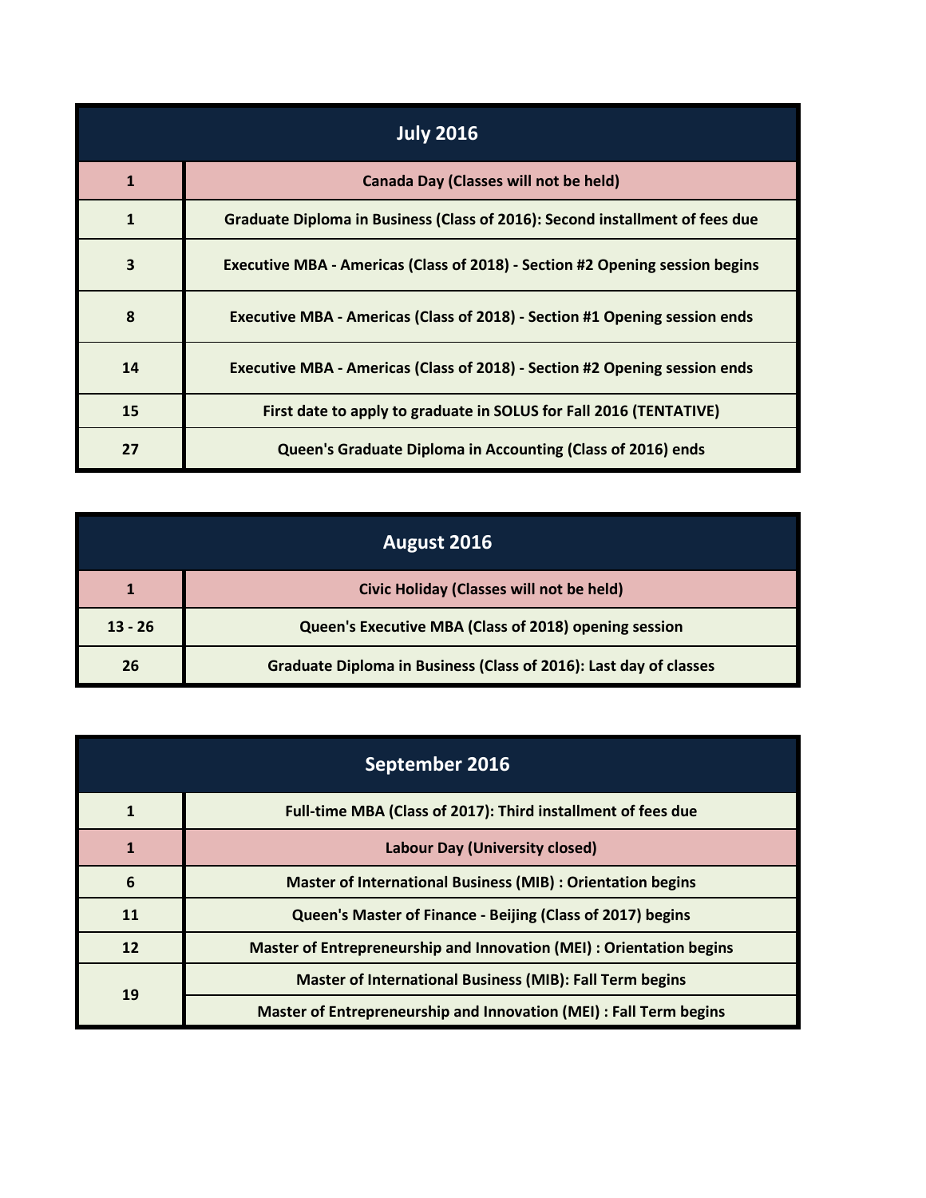| July 2016 | |
|---|---|
| 1 | Canada Day (Classes will not be held) |
| 1 | Graduate Diploma in Business (Class of 2016): Second installment of fees due |
| 3 | Executive MBA - Americas (Class of 2018) - Section #2 Opening session begins |
| 8 | Executive MBA - Americas (Class of 2018) - Section #1 Opening session ends |
| 14 | Executive MBA - Americas (Class of 2018) - Section #2 Opening session ends |
| 15 | First date to apply to graduate in SOLUS for Fall 2016 (TENTATIVE) |
| 27 | Queen's Graduate Diploma in Accounting (Class of 2016) ends |

| August 2016 | |
|---|---|
| 1 | Civic Holiday (Classes will not be held) |
| 13 - 26 | Queen's Executive MBA (Class of 2018) opening session |
| 26 | Graduate Diploma in Business (Class of 2016): Last day of classes |

| September 2016 | |
|---|---|
| 1 | Full-time MBA (Class of 2017): Third installment of fees due |
| 1 | Labour Day (University closed) |
| 6 | Master of International Business (MIB) : Orientation begins |
| 11 | Queen's Master of Finance - Beijing (Class of 2017) begins |
| 12 | Master of Entrepreneurship and Innovation (MEI) : Orientation begins |
| 19 | Master of International Business (MIB): Fall Term begins |
| | Master of Entrepreneurship and Innovation (MEI) : Fall Term begins |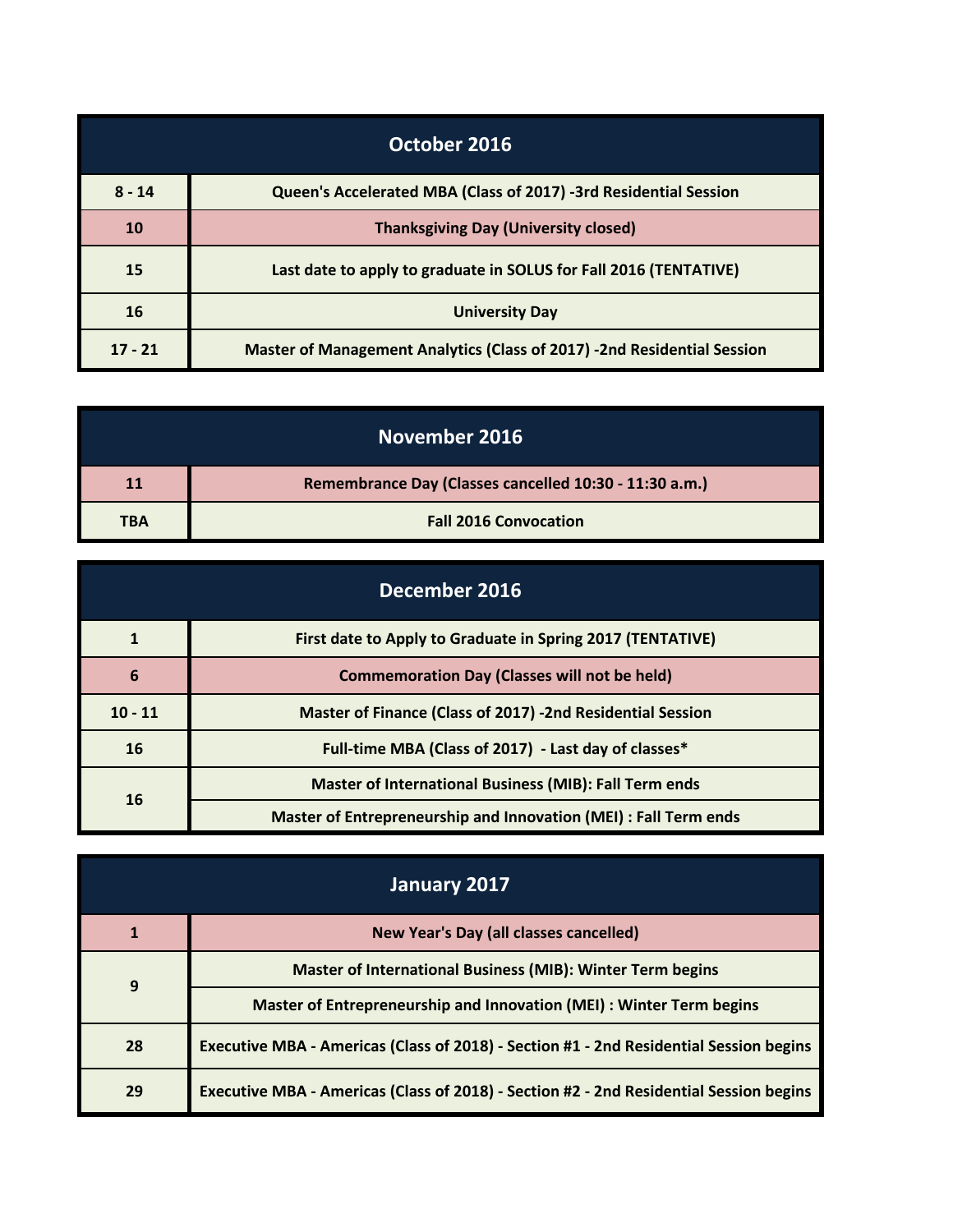| October 2016 | |
|---|---|
| 8 - 14 | Queen's Accelerated MBA (Class of 2017) -3rd Residential Session |
| 10 | Thanksgiving Day (University closed) |
| 15 | Last date to apply to graduate in SOLUS for Fall 2016 (TENTATIVE) |
| 16 | University Day |
| 17 - 21 | Master of Management Analytics (Class of 2017) -2nd Residential Session |

| November 2016 | |
|---|---|
| 11 | Remembrance Day (Classes cancelled 10:30 - 11:30 a.m.) |
| TBA | Fall 2016 Convocation |

| December 2016 | |
|---|---|
| 1 | First date to Apply to Graduate in Spring 2017 (TENTATIVE) |
| 6 | Commemoration Day (Classes will not be held) |
| 10 - 11 | Master of Finance (Class of 2017) -2nd Residential Session |
| 16 | Full-time MBA (Class of 2017) - Last day of classes* |
| 16 | Master of International Business (MIB): Fall Term ends |
| | Master of Entrepreneurship and Innovation (MEI) : Fall Term ends |

| January 2017 | |
|---|---|
| 1 | New Year's Day (all classes cancelled) |
| 9 | Master of International Business (MIB): Winter Term begins |
| | Master of Entrepreneurship and Innovation (MEI) : Winter Term begins |
| 28 | Executive MBA - Americas (Class of 2018) - Section #1 - 2nd Residential Session begins |
| 29 | Executive MBA - Americas (Class of 2018) - Section #2 - 2nd Residential Session begins |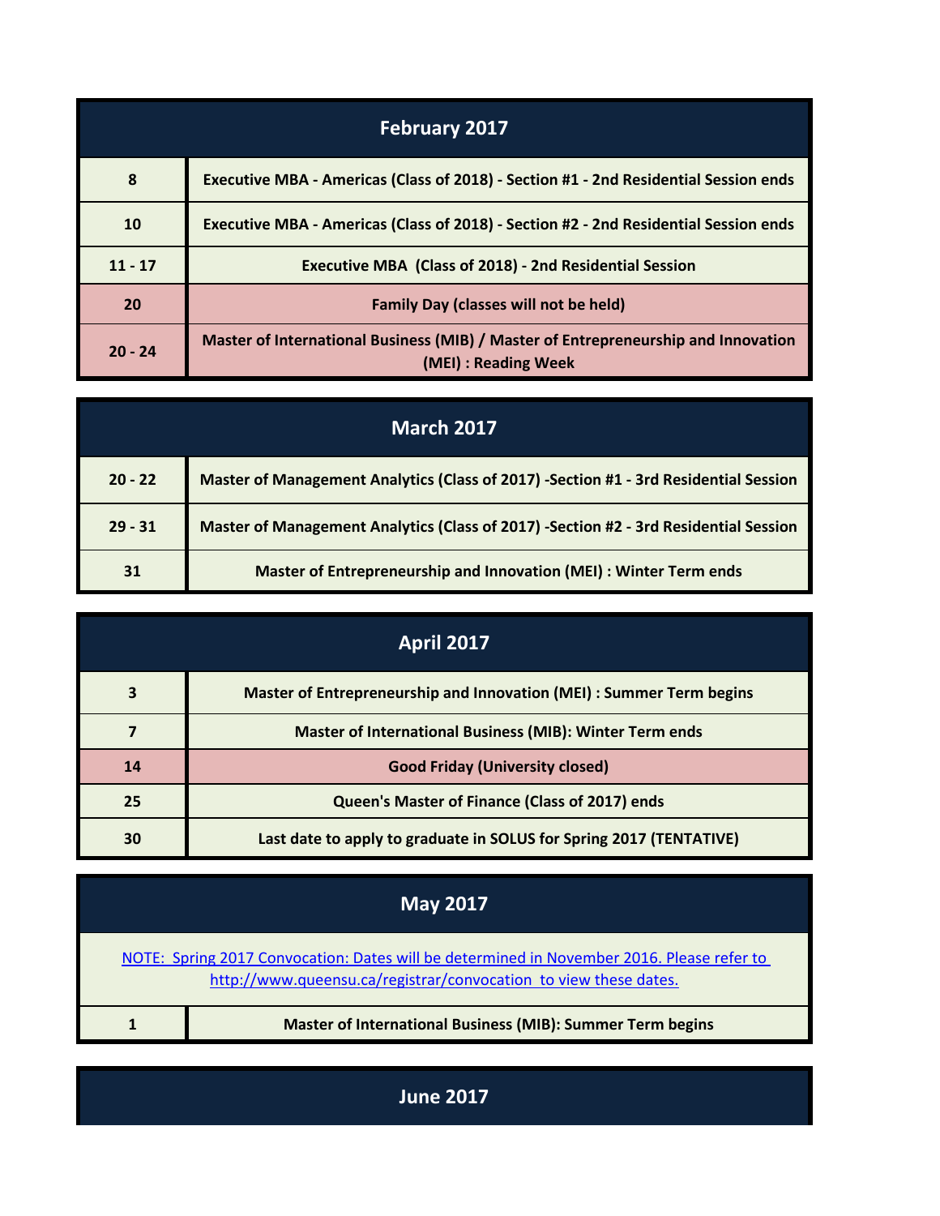| February 2017 | |
|---|---|
| 8 | Executive MBA - Americas (Class of 2018) - Section #1 - 2nd Residential Session ends |
| 10 | Executive MBA - Americas (Class of 2018) - Section #2 - 2nd Residential Session ends |
| 11 - 17 | Executive MBA (Class of 2018) - 2nd Residential Session |
| 20 | Family Day (classes will not be held) |
| 20 - 24 | Master of International Business (MIB) / Master of Entrepreneurship and Innovation (MEI) : Reading Week |

| March 2017 | |
|---|---|
| 20 - 22 | Master of Management Analytics (Class of 2017) -Section #1 - 3rd Residential Session |
| 29 - 31 | Master of Management Analytics (Class of 2017) -Section #2 - 3rd Residential Session |
| 31 | Master of Entrepreneurship and Innovation (MEI) : Winter Term ends |

| April 2017 | |
|---|---|
| 3 | Master of Entrepreneurship and Innovation (MEI) : Summer Term begins |
| 7 | Master of International Business (MIB): Winter Term ends |
| 14 | Good Friday (University closed) |
| 25 | Queen's Master of Finance (Class of 2017) ends |
| 30 | Last date to apply to graduate in SOLUS for Spring 2017 (TENTATIVE) |

| May 2017 | |
|---|---|
| NOTE: Spring 2017 Convocation: Dates will be determined in November 2016. Please refer to http://www.queensu.ca/registrar/convocation to view these dates. | |
| 1 | Master of International Business (MIB): Summer Term begins |

## June 2017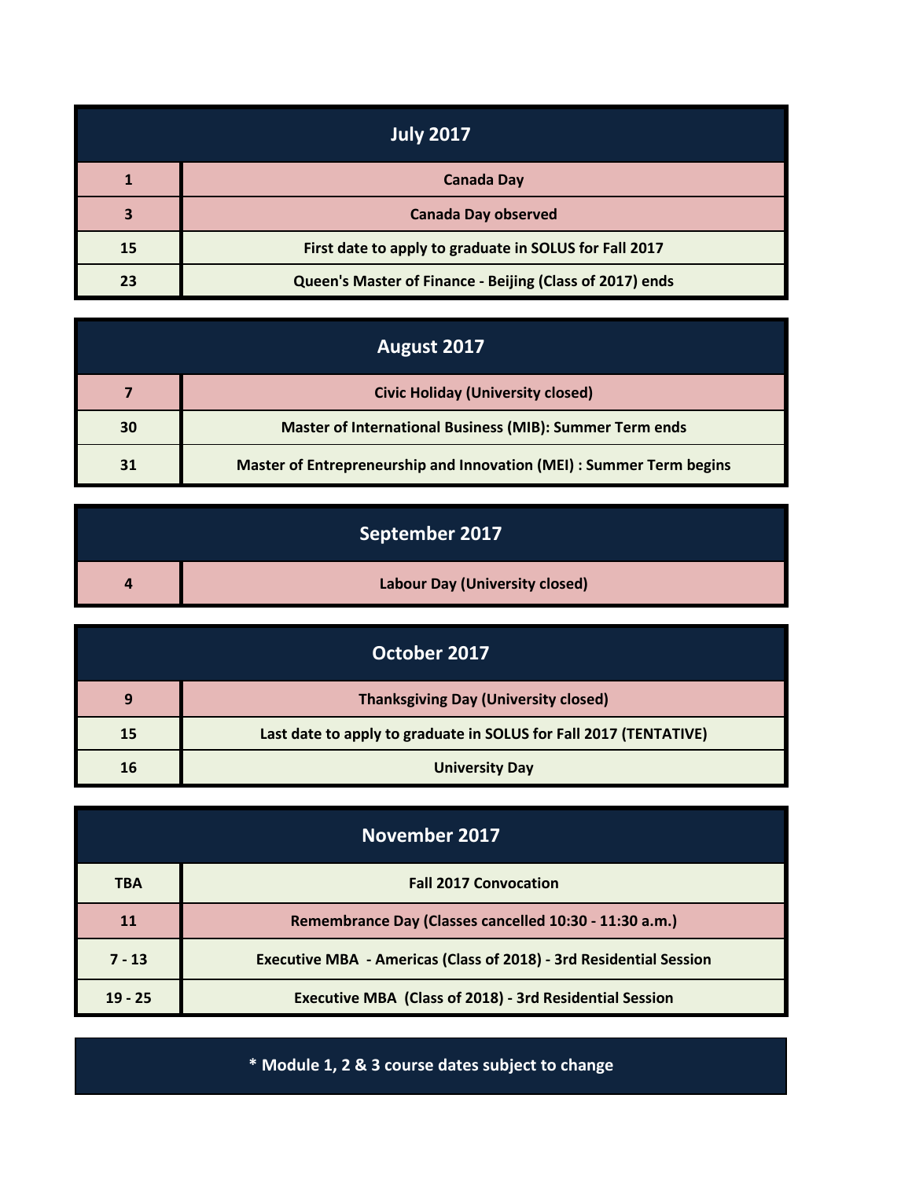| July 2017 | |
|---|---|
| 1 | Canada Day |
| 3 | Canada Day observed |
| 15 | First date to apply to graduate in SOLUS for Fall 2017 |
| 23 | Queen's Master of Finance - Beijing (Class of 2017) ends |

| August 2017 | |
|---|---|
| 7 | Civic Holiday (University closed) |
| 30 | Master of International Business (MIB): Summer Term ends |
| 31 | Master of Entrepreneurship and Innovation (MEI) : Summer Term begins |

| September 2017 | |
|---|---|
| 4 | Labour Day (University closed) |

| October 2017 | |
|---|---|
| 9 | Thanksgiving Day (University closed) |
| 15 | Last date to apply to graduate in SOLUS for Fall 2017 (TENTATIVE) |
| 16 | University Day |

| November 2017 | |
|---|---|
| TBA | Fall 2017 Convocation |
| 11 | Remembrance Day (Classes cancelled 10:30 - 11:30 a.m.) |
| 7 - 13 | Executive MBA - Americas (Class of 2018) - 3rd Residential Session |
| 19 - 25 | Executive MBA (Class of 2018) - 3rd Residential Session |

**\* Module 1, 2 & 3 course dates subject to change**